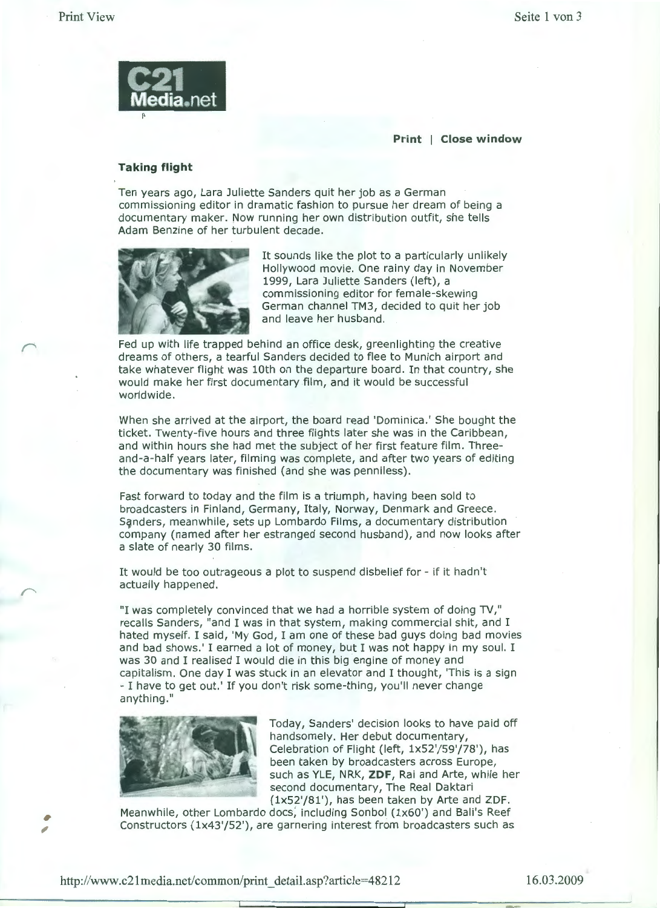Print | Close window

### Taking flight

Ten years ago, Lara Juliette Sanders quit her job as a German commissioning editor in dramatic fashion to pursue her dream of being a documentary maker. Now running her own distribution outfit, she tells Adam Benzine of her turbulent decade.

It sounds like the plot to a particularly unlikely Hollywood movie. One rainy day in November 1999, Lara Juliette Sanders (left), a commissioning editor for female-skewing German channel TM3, decided to quit her job and leave her husband.

Fed up with life trapped behind an office desk, greenlighting the creative dreams of others, a tearful Sanders decided to flee to Munich airport and take whatever flight was 10th on the departure board. In that country, she would make her first documentary film, and it would be successful worldwide.

When she arrived at the airport, the board read 'Dominica.' She bought the ticket. Twenty-five hours and three flights later she was in the Caribbean, and within hours she had met the subject of her first feature film. Three-and-a-half years later, filming was complete, and after two years of editing the documentary was finished (and she was penniless).

Fast forward to today and the film is a triumph, having been sold to broadcasters in Finland, Germany, Italy, Norway, Denmark and Greece. Sanders, meanwhile, sets up Lombardo Films, a documentary distribution company (named after her estranged second husband), and now looks after a slate of nearly 30 films.

It would be too outrageous a plot to suspend disbelief for - if it hadn't actually happened.

"I was completely convinced that we had a horrible system of doing TV," recalls Sanders, "and I was in that system, making commercial shit, and I hated myself. I said, 'My God, I am one of these bad guys doing bad movies and bad shows.' I earned a lot of money, but I was not happy in my soul. I was 30 and I realised I would die in this big engine of money and capitalism. One day I was stuck in an elevator and I thought, 'This is a sign - I have to get out.' If you don't risk some-thing, you'll never change anything."

Today, Sanders' decision looks to have paid off handsomely. Her debut documentary, Celebration of Flight (left, 1x52'/59'/78'), has been taken by broadcasters across Europe, such as YLE, NRK, **ZDF**, Rai and Arte, while her second documentary, The Real Daktari (1x52'/81'), has been taken by Arte and ZDF. Meanwhile, other Lombardo docs, including Sonbol (1x60') and Bali's Reef Constructors (1x43'/52'), are garnering interest from broadcasters such as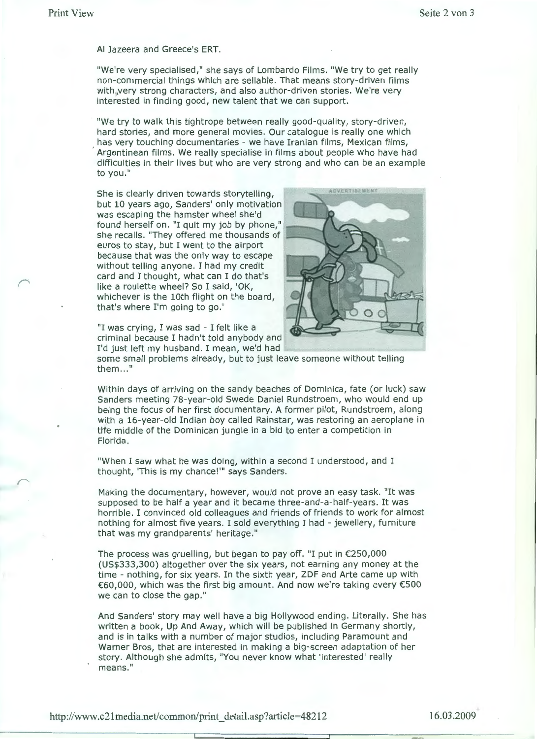Al Jazeera and Greece's ERT.

"We're very specialised," she says of Lombardo Films. "We try to get really non-commercial things which are sellable. That means story-driven films with very strong characters, and also author-driven stories. We're very interested in finding good, new talent that we can support.

"We try to walk this tightrope between really good-quality, story-driven, hard stories, and more general movies. Our catalogue is really one which has very touching documentaries - we have Iranian films, Mexican films, Argentinean films. We really specialise in films about people who have had difficulties in their lives but who are very strong and who can be an example to you."

She is clearly driven towards storytelling, but 10 years ago, Sanders' only motivation was escaping the hamster wheel she'd found herself on. "I quit my job by phone," she recalls. "They offered me thousands of euros to stay, but I went to the airport because that was the only way to escape without telling anyone. I had my credit card and I thought, what can I do that's like a roulette wheel? So I said, 'OK, whichever is the 10th flight on the board, that's where I'm going to go.'

"I was crying, I was sad - I felt like a criminal because I hadn't told anybody and I'd just left my husband. I mean, we'd had some small problems already, but to just leave someone without telling them..."

Within days of arriving on the sandy beaches of Dominica, fate (or luck) saw Sanders meeting 78-year-old Swede Daniel Rundstroem, who would end up being the focus of her first documentary. A former pilot, Rundstroem, along with a 16-year-old Indian boy called Rainstar, was restoring an aeroplane in the middle of the Dominican jungle in a bid to enter a competition in Florida.

"When I saw what he was doing, within a second I understood, and I thought, 'This is my chance!'" says Sanders.

Making the documentary, however, would not prove an easy task. "It was supposed to be half a year and it became three-and-a-half-years. It was horrible. I convinced old colleagues and friends of friends to work for almost nothing for almost five years. I sold everything I had - jewellery, furniture that was my grandparents' heritage."

The process was gruelling, but began to pay off. "I put in €250,000 (US$333,300) altogether over the six years, not earning any money at the time - nothing, for six years. In the sixth year, ZDF and Arte came up with €60,000, which was the first big amount. And now we're taking every €500 we can to close the gap."

And Sanders' story may well have a big Hollywood ending. Literally. She has written a book, Up And Away, which will be published in Germany shortly, and is in talks with a number of major studios, including Paramount and Warner Bros, that are interested in making a big-screen adaptation of her story. Although she admits, "You never know what 'interested' really means."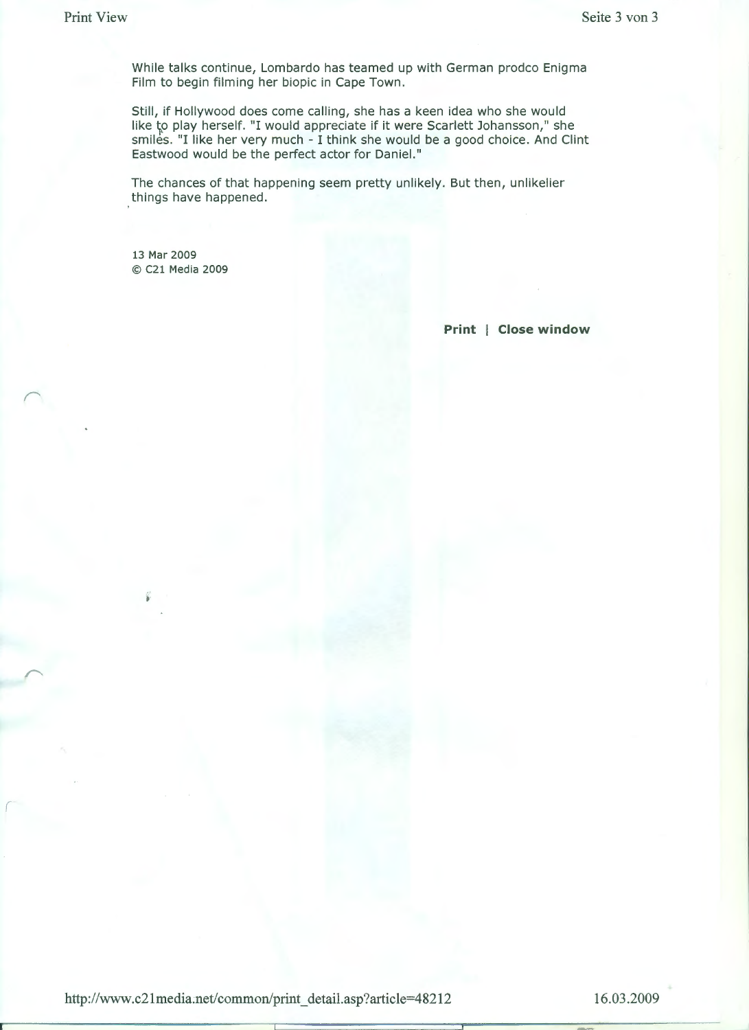While talks continue, Lombardo has teamed up with German prodco Enigma Film to begin filming her biopic in Cape Town.

Still, if Hollywood does come calling, she has a keen idea who she would like to play herself. "I would appreciate if it were Scarlett Johansson," she smiles. "I like her very much - I think she would be a good choice. And Clint Eastwood would be the perfect actor for Daniel."

The chances of that happening seem pretty unlikely. But then, unlikelier things have happened.

13 Mar 2009
© C21 Media 2009

**Print | Close window**